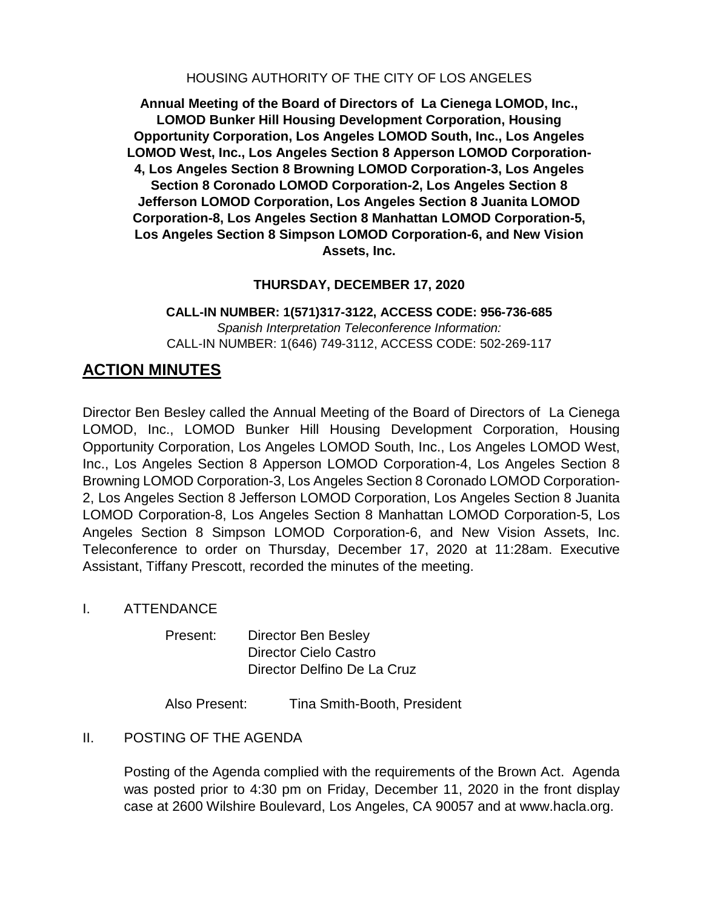HOUSING AUTHORITY OF THE CITY OF LOS ANGELES

**Annual Meeting of the Board of Directors of La Cienega LOMOD, Inc., LOMOD Bunker Hill Housing Development Corporation, Housing Opportunity Corporation, Los Angeles LOMOD South, Inc., Los Angeles LOMOD West, Inc., Los Angeles Section 8 Apperson LOMOD Corporation-4, Los Angeles Section 8 Browning LOMOD Corporation-3, Los Angeles Section 8 Coronado LOMOD Corporation-2, Los Angeles Section 8 Jefferson LOMOD Corporation, Los Angeles Section 8 Juanita LOMOD Corporation-8, Los Angeles Section 8 Manhattan LOMOD Corporation-5, Los Angeles Section 8 Simpson LOMOD Corporation-6, and New Vision Assets, Inc.**

**THURSDAY, DECEMBER 17, 2020**

**CALL-IN NUMBER: 1(571)317-3122, ACCESS CODE: 956-736-685**
*Spanish Interpretation Teleconference Information:*
CALL-IN NUMBER: 1(646) 749-3112, ACCESS CODE: 502-269-117

# ACTION MINUTES

Director Ben Besley called the Annual Meeting of the Board of Directors of La Cienega LOMOD, Inc., LOMOD Bunker Hill Housing Development Corporation, Housing Opportunity Corporation, Los Angeles LOMOD South, Inc., Los Angeles LOMOD West, Inc., Los Angeles Section 8 Apperson LOMOD Corporation-4, Los Angeles Section 8 Browning LOMOD Corporation-3, Los Angeles Section 8 Coronado LOMOD Corporation-2, Los Angeles Section 8 Jefferson LOMOD Corporation, Los Angeles Section 8 Juanita LOMOD Corporation-8, Los Angeles Section 8 Manhattan LOMOD Corporation-5, Los Angeles Section 8 Simpson LOMOD Corporation-6, and New Vision Assets, Inc. Teleconference to order on Thursday, December 17, 2020 at 11:28am. Executive Assistant, Tiffany Prescott, recorded the minutes of the meeting.

I. ATTENDANCE

Present: Director Ben Besley
Director Cielo Castro
Director Delfino De La Cruz

Also Present: Tina Smith-Booth, President

II. POSTING OF THE AGENDA

Posting of the Agenda complied with the requirements of the Brown Act. Agenda was posted prior to 4:30 pm on Friday, December 11, 2020 in the front display case at 2600 Wilshire Boulevard, Los Angeles, CA 90057 and at www.hacla.org.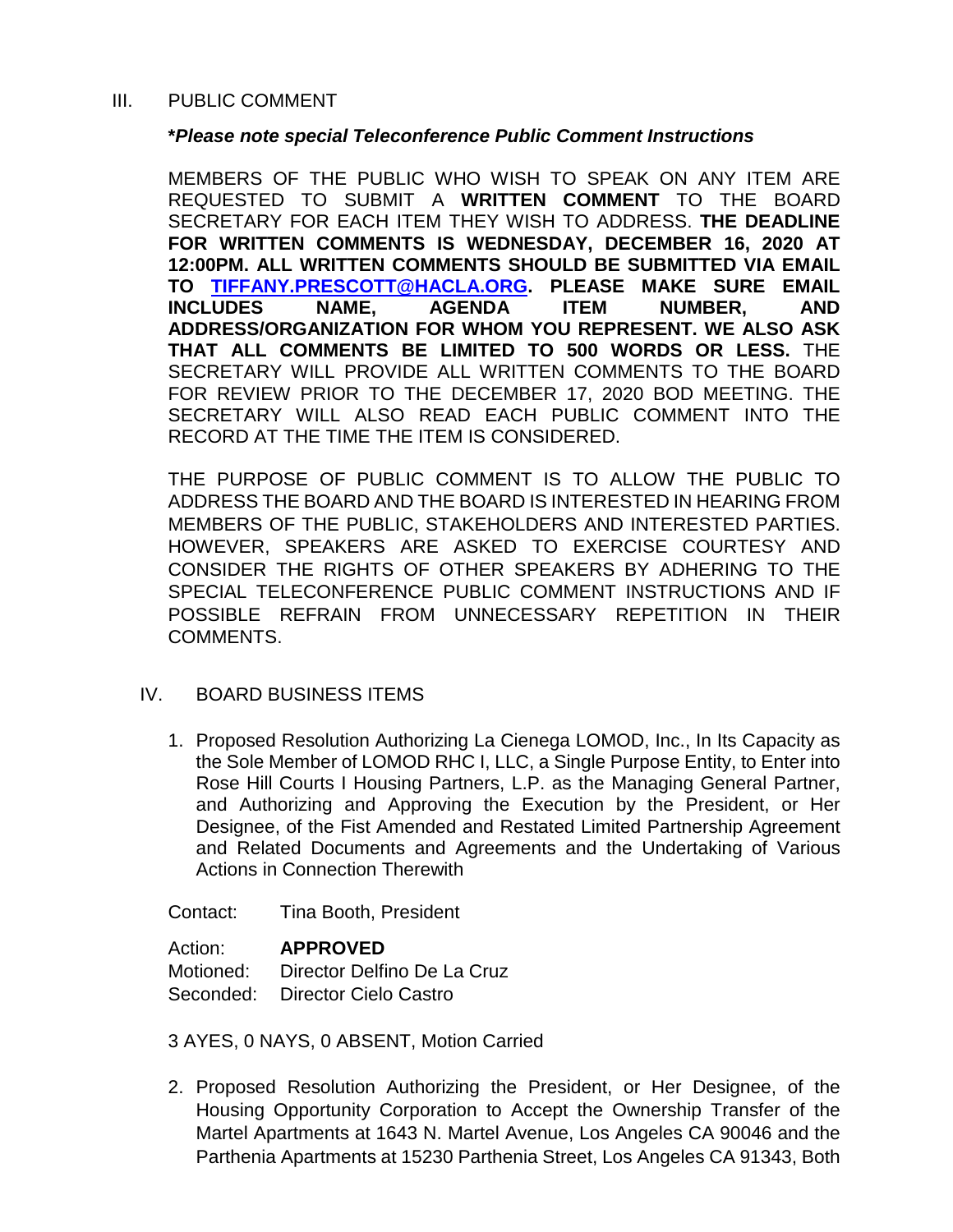III. PUBLIC COMMENT

***Please note special Teleconference Public Comment Instructions***

MEMBERS OF THE PUBLIC WHO WISH TO SPEAK ON ANY ITEM ARE REQUESTED TO SUBMIT A **WRITTEN COMMENT** TO THE BOARD SECRETARY FOR EACH ITEM THEY WISH TO ADDRESS. **THE DEADLINE FOR WRITTEN COMMENTS IS WEDNESDAY, DECEMBER 16, 2020 AT 12:00PM. ALL WRITTEN COMMENTS SHOULD BE SUBMITTED VIA EMAIL TO [TIFFANY.PRESCOTT@HACLA.ORG](mailto:TIFFANY.PRESCOTT@HACLA.ORG). PLEASE MAKE SURE EMAIL INCLUDES NAME, AGENDA ITEM NUMBER, AND ADDRESS/ORGANIZATION FOR WHOM YOU REPRESENT. WE ALSO ASK THAT ALL COMMENTS BE LIMITED TO 500 WORDS OR LESS.** THE SECRETARY WILL PROVIDE ALL WRITTEN COMMENTS TO THE BOARD FOR REVIEW PRIOR TO THE DECEMBER 17, 2020 BOD MEETING. THE SECRETARY WILL ALSO READ EACH PUBLIC COMMENT INTO THE RECORD AT THE TIME THE ITEM IS CONSIDERED.

THE PURPOSE OF PUBLIC COMMENT IS TO ALLOW THE PUBLIC TO ADDRESS THE BOARD AND THE BOARD IS INTERESTED IN HEARING FROM MEMBERS OF THE PUBLIC, STAKEHOLDERS AND INTERESTED PARTIES. HOWEVER, SPEAKERS ARE ASKED TO EXERCISE COURTESY AND CONSIDER THE RIGHTS OF OTHER SPEAKERS BY ADHERING TO THE SPECIAL TELECONFERENCE PUBLIC COMMENT INSTRUCTIONS AND IF POSSIBLE REFRAIN FROM UNNECESSARY REPETITION IN THEIR COMMENTS.

IV. BOARD BUSINESS ITEMS

1. Proposed Resolution Authorizing La Cienega LOMOD, Inc., In Its Capacity as the Sole Member of LOMOD RHC I, LLC, a Single Purpose Entity, to Enter into Rose Hill Courts I Housing Partners, L.P. as the Managing General Partner, and Authorizing and Approving the Execution by the President, or Her Designee, of the Fist Amended and Restated Limited Partnership Agreement and Related Documents and Agreements and the Undertaking of Various Actions in Connection Therewith

   Contact: Tina Booth, President

   Action: **APPROVED**
   Motioned: Director Delfino De La Cruz
   Seconded: Director Cielo Castro

   3 AYES, 0 NAYS, 0 ABSENT, Motion Carried

2. Proposed Resolution Authorizing the President, or Her Designee, of the Housing Opportunity Corporation to Accept the Ownership Transfer of the Martel Apartments at 1643 N. Martel Avenue, Los Angeles CA 90046 and the Parthenia Apartments at 15230 Parthenia Street, Los Angeles CA 91343, Both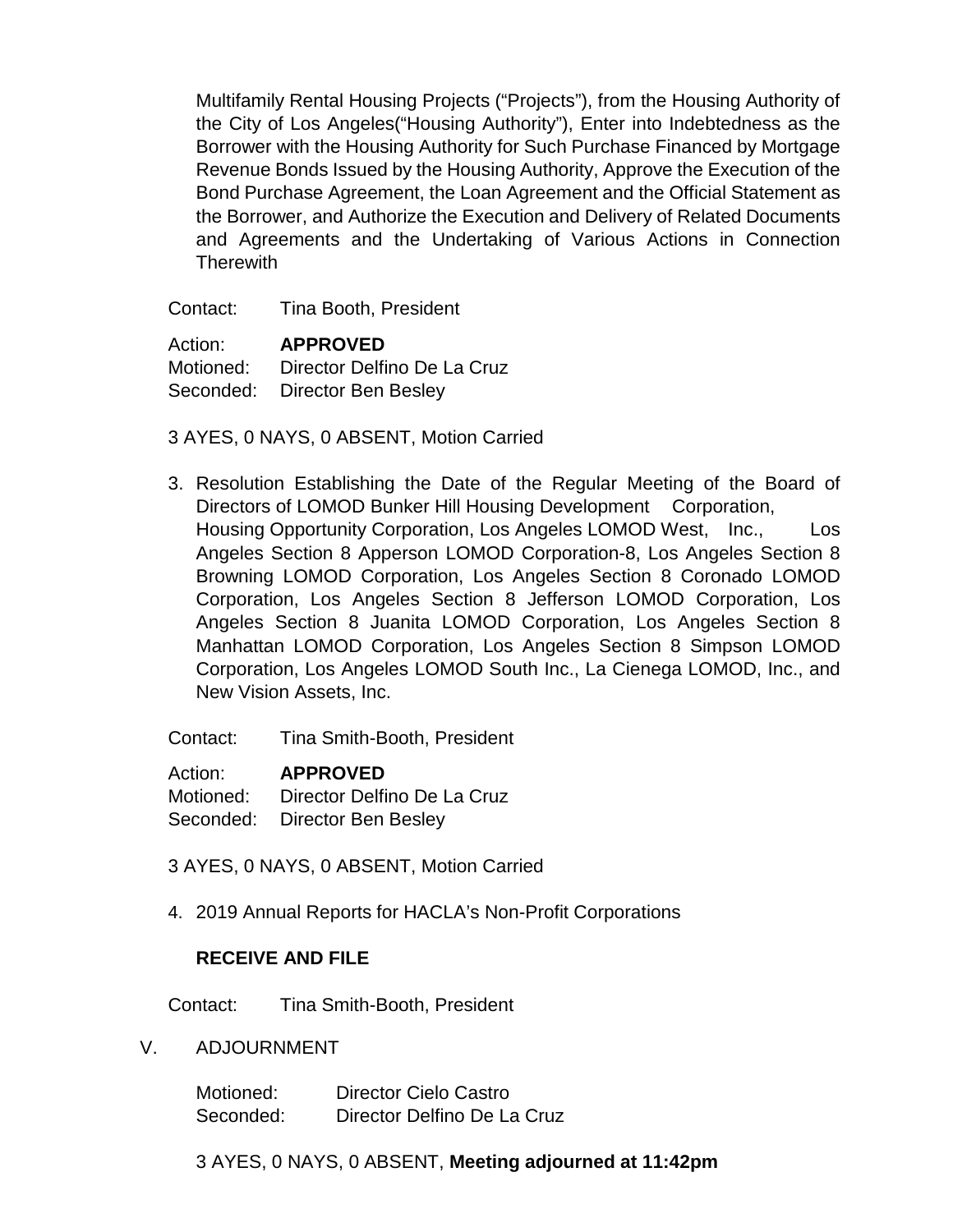Multifamily Rental Housing Projects ("Projects"), from the Housing Authority of the City of Los Angeles("Housing Authority"), Enter into Indebtedness as the Borrower with the Housing Authority for Such Purchase Financed by Mortgage Revenue Bonds Issued by the Housing Authority, Approve the Execution of the Bond Purchase Agreement, the Loan Agreement and the Official Statement as the Borrower, and Authorize the Execution and Delivery of Related Documents and Agreements and the Undertaking of Various Actions in Connection Therewith

Contact: Tina Booth, President

Action: **APPROVED**
Motioned: Director Delfino De La Cruz
Seconded: Director Ben Besley

3 AYES, 0 NAYS, 0 ABSENT, Motion Carried

3. Resolution Establishing the Date of the Regular Meeting of the Board of Directors of LOMOD Bunker Hill Housing Development Corporation, Housing Opportunity Corporation, Los Angeles LOMOD West, Inc., Los Angeles Section 8 Apperson LOMOD Corporation-8, Los Angeles Section 8 Browning LOMOD Corporation, Los Angeles Section 8 Coronado LOMOD Corporation, Los Angeles Section 8 Jefferson LOMOD Corporation, Los Angeles Section 8 Juanita LOMOD Corporation, Los Angeles Section 8 Manhattan LOMOD Corporation, Los Angeles Section 8 Simpson LOMOD Corporation, Los Angeles LOMOD South Inc., La Cienega LOMOD, Inc., and New Vision Assets, Inc.

Contact: Tina Smith-Booth, President

Action: **APPROVED**
Motioned: Director Delfino De La Cruz
Seconded: Director Ben Besley

3 AYES, 0 NAYS, 0 ABSENT, Motion Carried

4. 2019 Annual Reports for HACLA's Non-Profit Corporations

**RECEIVE AND FILE**

Contact: Tina Smith-Booth, President

V. ADJOURNMENT

Motioned: Director Cielo Castro
Seconded: Director Delfino De La Cruz

3 AYES, 0 NAYS, 0 ABSENT, **Meeting adjourned at 11:42pm**